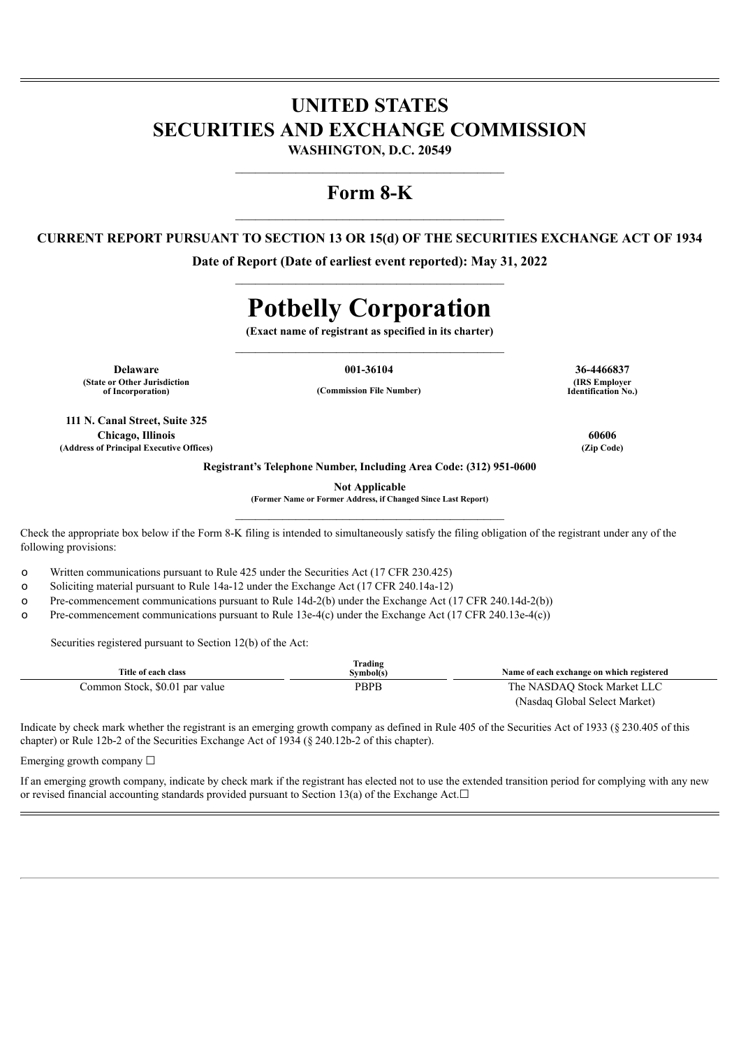# UNITED STATES
# SECURITIES AND EXCHANGE COMMISSION

**WASHINGTON, D.C. 20549**

## Form 8-K

**CURRENT REPORT PURSUANT TO SECTION 13 OR 15(d) OF THE SECURITIES EXCHANGE ACT OF 1934**

**Date of Report (Date of earliest event reported): May 31, 2022**

# Potbelly Corporation

**(Exact name of registrant as specified in its charter)**

| **Delaware** | **001-36104** | **36-4466837** |
|---|---|---|
| **(State or Other Jurisdiction of Incorporation)** | **(Commission File Number)** | **(IRS Employer Identification No.)** |

**111 N. Canal Street, Suite 325**
**Chicago, Illinois** **60606**
**(Address of Principal Executive Offices)** **(Zip Code)**

**Registrant's Telephone Number, Including Area Code: (312) 951-0600**

**Not Applicable**
**(Former Name or Former Address, if Changed Since Last Report)**

Check the appropriate box below if the Form 8-K filing is intended to simultaneously satisfy the filing obligation of the registrant under any of the following provisions:

o Written communications pursuant to Rule 425 under the Securities Act (17 CFR 230.425)
o Soliciting material pursuant to Rule 14a-12 under the Exchange Act (17 CFR 240.14a-12)
o Pre-commencement communications pursuant to Rule 14d-2(b) under the Exchange Act (17 CFR 240.14d-2(b))
o Pre-commencement communications pursuant to Rule 13e-4(c) under the Exchange Act (17 CFR 240.13e-4(c))

Securities registered pursuant to Section 12(b) of the Act:

| Title of each class | Trading Symbol(s) | Name of each exchange on which registered |
|---|---|---|
| Common Stock, $0.01 par value | PBPB | The NASDAQ Stock Market LLC (Nasdaq Global Select Market) |

Indicate by check mark whether the registrant is an emerging growth company as defined in Rule 405 of the Securities Act of 1933 (§ 230.405 of this chapter) or Rule 12b-2 of the Securities Exchange Act of 1934 (§ 240.12b-2 of this chapter).

Emerging growth company ☐

If an emerging growth company, indicate by check mark if the registrant has elected not to use the extended transition period for complying with any new or revised financial accounting standards provided pursuant to Section 13(a) of the Exchange Act.☐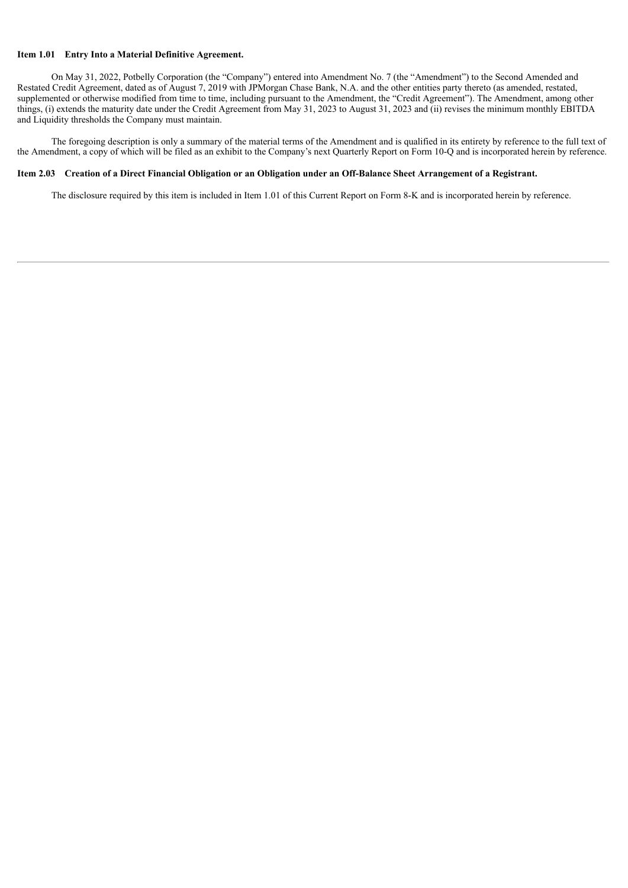**Item 1.01 Entry Into a Material Definitive Agreement.**

On May 31, 2022, Potbelly Corporation (the "Company") entered into Amendment No. 7 (the "Amendment") to the Second Amended and Restated Credit Agreement, dated as of August 7, 2019 with JPMorgan Chase Bank, N.A. and the other entities party thereto (as amended, restated, supplemented or otherwise modified from time to time, including pursuant to the Amendment, the "Credit Agreement"). The Amendment, among other things, (i) extends the maturity date under the Credit Agreement from May 31, 2023 to August 31, 2023 and (ii) revises the minimum monthly EBITDA and Liquidity thresholds the Company must maintain.

The foregoing description is only a summary of the material terms of the Amendment and is qualified in its entirety by reference to the full text of the Amendment, a copy of which will be filed as an exhibit to the Company's next Quarterly Report on Form 10-Q and is incorporated herein by reference.

**Item 2.03 Creation of a Direct Financial Obligation or an Obligation under an Off-Balance Sheet Arrangement of a Registrant.**

The disclosure required by this item is included in Item 1.01 of this Current Report on Form 8-K and is incorporated herein by reference.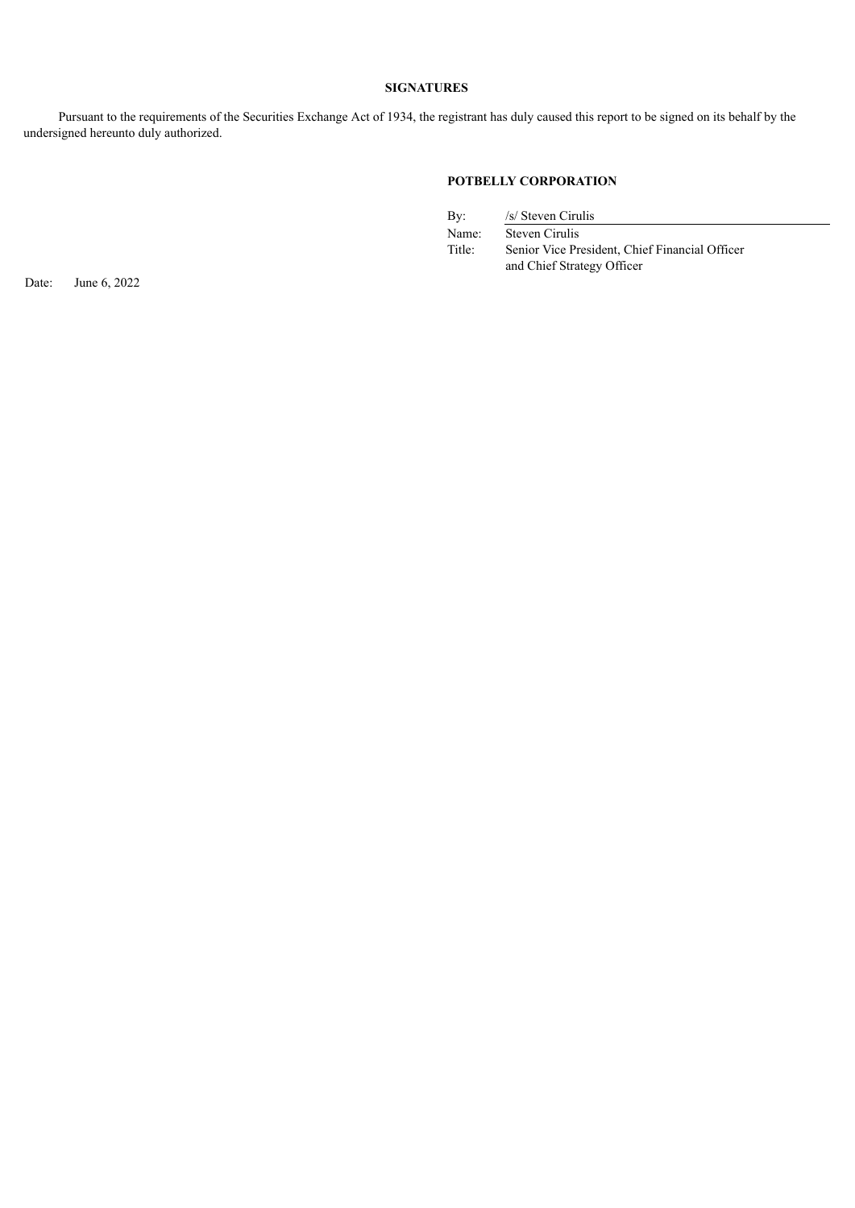**SIGNATURES**

Pursuant to the requirements of the Securities Exchange Act of 1934, the registrant has duly caused this report to be signed on its behalf by the undersigned hereunto duly authorized.

**POTBELLY CORPORATION**

| | |
|---|---|
| By: | /s/ Steven Cirulis |
| Name: | Steven Cirulis |
| Title: | Senior Vice President, Chief Financial Officer and Chief Strategy Officer |

Date: June 6, 2022